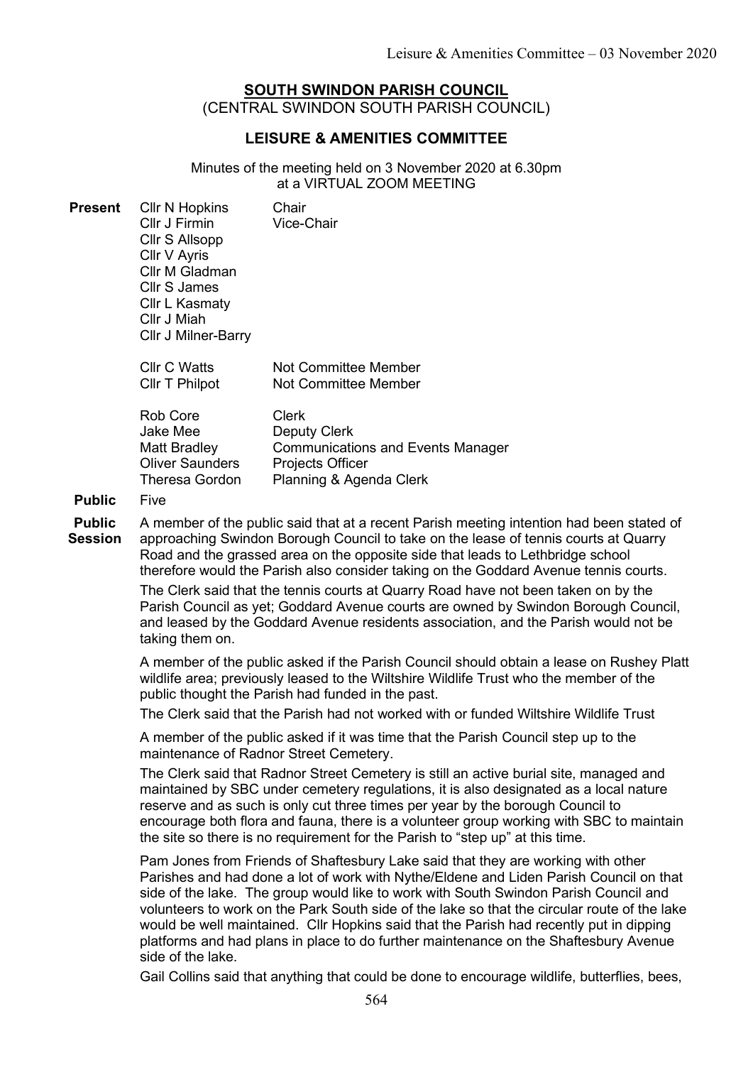# SOUTH SWINDON PARISH COUNCIL

(CENTRAL SWINDON SOUTH PARISH COUNCIL)

## LEISURE & AMENITIES COMMITTEE

Minutes of the meeting held on 3 November 2020 at 6.30pm at a VIRTUAL ZOOM MEETING

**Present**

| | |
|---|---|
| Cllr N Hopkins | Chair |
| Cllr J Firmin | Vice-Chair |
| Cllr S Allsopp | |
| Cllr V Ayris | |
| Cllr M Gladman | |
| Cllr S James | |
| Cllr L Kasmaty | |
| Cllr J Miah | |
| Cllr J Milner-Barry | |
| | |
| Cllr C Watts | Not Committee Member |
| Cllr T Philpot | Not Committee Member |
| | |
| Rob Core | Clerk |
| Jake Mee | Deputy Clerk |
| Matt Bradley | Communications and Events Manager |
| Oliver Saunders | Projects Officer |
| Theresa Gordon | Planning & Agenda Clerk |

**Public** Five

**Public Session**

A member of the public said that at a recent Parish meeting intention had been stated of approaching Swindon Borough Council to take on the lease of tennis courts at Quarry Road and the grassed area on the opposite side that leads to Lethbridge school therefore would the Parish also consider taking on the Goddard Avenue tennis courts.

The Clerk said that the tennis courts at Quarry Road have not been taken on by the Parish Council as yet; Goddard Avenue courts are owned by Swindon Borough Council, and leased by the Goddard Avenue residents association, and the Parish would not be taking them on.

A member of the public asked if the Parish Council should obtain a lease on Rushey Platt wildlife area; previously leased to the Wiltshire Wildlife Trust who the member of the public thought the Parish had funded in the past.

The Clerk said that the Parish had not worked with or funded Wiltshire Wildlife Trust

A member of the public asked if it was time that the Parish Council step up to the maintenance of Radnor Street Cemetery.

The Clerk said that Radnor Street Cemetery is still an active burial site, managed and maintained by SBC under cemetery regulations, it is also designated as a local nature reserve and as such is only cut three times per year by the borough Council to encourage both flora and fauna, there is a volunteer group working with SBC to maintain the site so there is no requirement for the Parish to "step up" at this time.

Pam Jones from Friends of Shaftesbury Lake said that they are working with other Parishes and had done a lot of work with Nythe/Eldene and Liden Parish Council on that side of the lake. The group would like to work with South Swindon Parish Council and volunteers to work on the Park South side of the lake so that the circular route of the lake would be well maintained. Cllr Hopkins said that the Parish had recently put in dipping platforms and had plans in place to do further maintenance on the Shaftesbury Avenue side of the lake.

Gail Collins said that anything that could be done to encourage wildlife, butterflies, bees,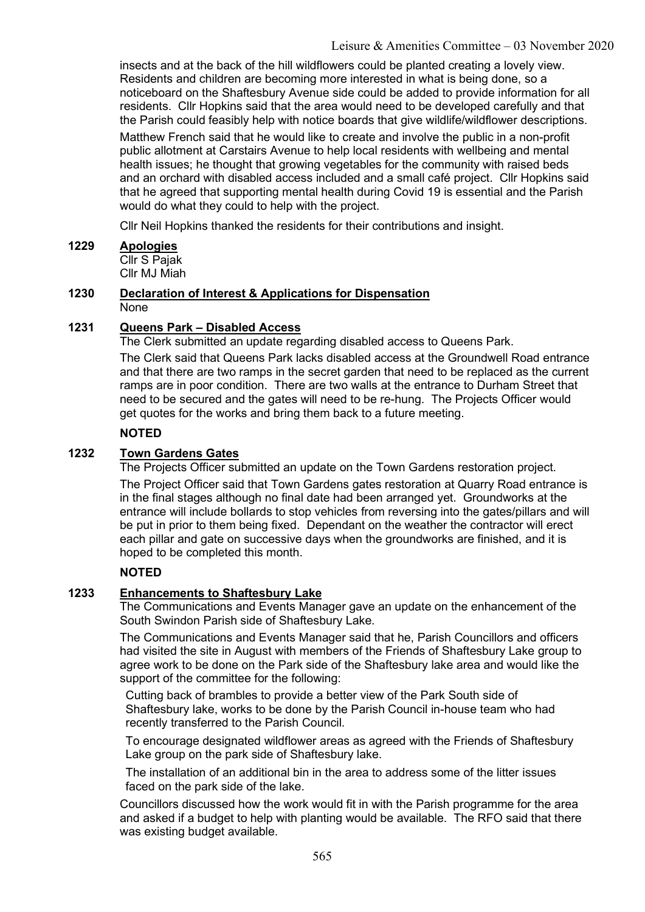insects and at the back of the hill wildflowers could be planted creating a lovely view. Residents and children are becoming more interested in what is being done, so a noticeboard on the Shaftesbury Avenue side could be added to provide information for all residents. Cllr Hopkins said that the area would need to be developed carefully and that the Parish could feasibly help with notice boards that give wildlife/wildflower descriptions.

Matthew French said that he would like to create and involve the public in a non-profit public allotment at Carstairs Avenue to help local residents with wellbeing and mental health issues; he thought that growing vegetables for the community with raised beds and an orchard with disabled access included and a small café project. Cllr Hopkins said that he agreed that supporting mental health during Covid 19 is essential and the Parish would do what they could to help with the project.

Cllr Neil Hopkins thanked the residents for their contributions and insight.

**1229 Apologies**

Cllr S Pajak
Cllr MJ Miah

**1230 Declaration of Interest & Applications for Dispensation**

None

**1231 Queens Park – Disabled Access**

The Clerk submitted an update regarding disabled access to Queens Park.

The Clerk said that Queens Park lacks disabled access at the Groundwell Road entrance and that there are two ramps in the secret garden that need to be replaced as the current ramps are in poor condition. There are two walls at the entrance to Durham Street that need to be secured and the gates will need to be re-hung. The Projects Officer would get quotes for the works and bring them back to a future meeting.

**NOTED**

**1232 Town Gardens Gates**

The Projects Officer submitted an update on the Town Gardens restoration project.

The Project Officer said that Town Gardens gates restoration at Quarry Road entrance is in the final stages although no final date had been arranged yet. Groundworks at the entrance will include bollards to stop vehicles from reversing into the gates/pillars and will be put in prior to them being fixed. Dependant on the weather the contractor will erect each pillar and gate on successive days when the groundworks are finished, and it is hoped to be completed this month.

**NOTED**

**1233 Enhancements to Shaftesbury Lake**

The Communications and Events Manager gave an update on the enhancement of the South Swindon Parish side of Shaftesbury Lake.

The Communications and Events Manager said that he, Parish Councillors and officers had visited the site in August with members of the Friends of Shaftesbury Lake group to agree work to be done on the Park side of the Shaftesbury lake area and would like the support of the committee for the following:

Cutting back of brambles to provide a better view of the Park South side of Shaftesbury lake, works to be done by the Parish Council in-house team who had recently transferred to the Parish Council.

To encourage designated wildflower areas as agreed with the Friends of Shaftesbury Lake group on the park side of Shaftesbury lake.

The installation of an additional bin in the area to address some of the litter issues faced on the park side of the lake.

Councillors discussed how the work would fit in with the Parish programme for the area and asked if a budget to help with planting would be available. The RFO said that there was existing budget available.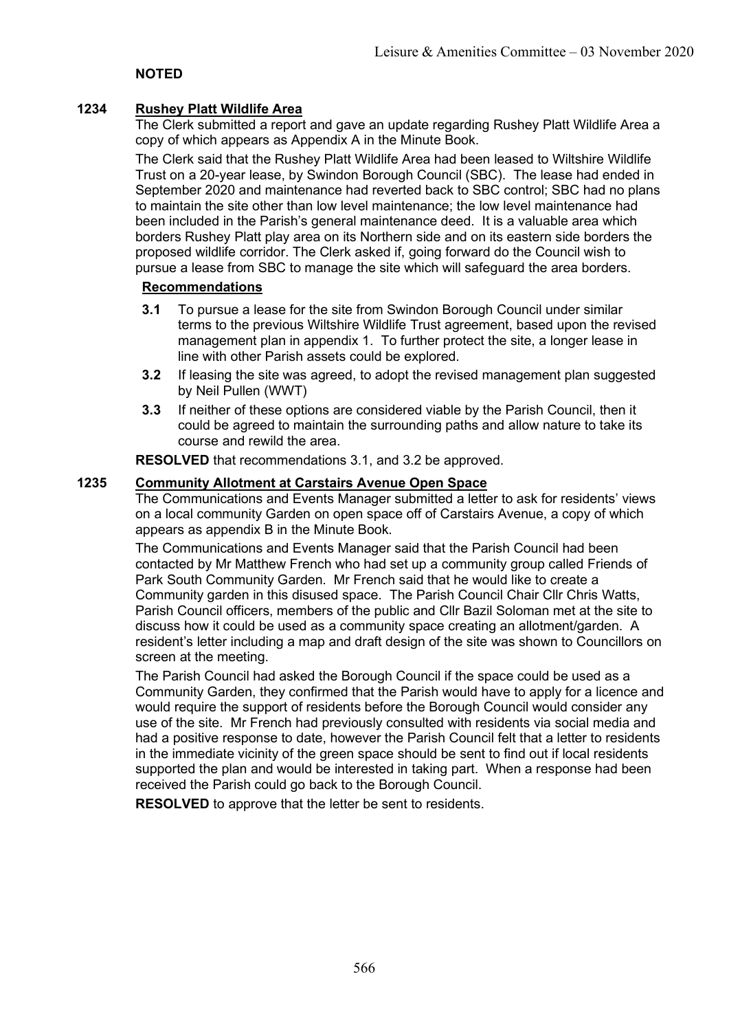**NOTED**

## 1234 Rushey Platt Wildlife Area

The Clerk submitted a report and gave an update regarding Rushey Platt Wildlife Area a copy of which appears as Appendix A in the Minute Book.

The Clerk said that the Rushey Platt Wildlife Area had been leased to Wiltshire Wildlife Trust on a 20-year lease, by Swindon Borough Council (SBC). The lease had ended in September 2020 and maintenance had reverted back to SBC control; SBC had no plans to maintain the site other than low level maintenance; the low level maintenance had been included in the Parish's general maintenance deed. It is a valuable area which borders Rushey Platt play area on its Northern side and on its eastern side borders the proposed wildlife corridor. The Clerk asked if, going forward do the Council wish to pursue a lease from SBC to manage the site which will safeguard the area borders.

**Recommendations**

- **3.1** To pursue a lease for the site from Swindon Borough Council under similar terms to the previous Wiltshire Wildlife Trust agreement, based upon the revised management plan in appendix 1. To further protect the site, a longer lease in line with other Parish assets could be explored.
- **3.2** If leasing the site was agreed, to adopt the revised management plan suggested by Neil Pullen (WWT)
- **3.3** If neither of these options are considered viable by the Parish Council, then it could be agreed to maintain the surrounding paths and allow nature to take its course and rewild the area.

**RESOLVED** that recommendations 3.1, and 3.2 be approved.

## 1235 Community Allotment at Carstairs Avenue Open Space

The Communications and Events Manager submitted a letter to ask for residents' views on a local community Garden on open space off of Carstairs Avenue, a copy of which appears as appendix B in the Minute Book.

The Communications and Events Manager said that the Parish Council had been contacted by Mr Matthew French who had set up a community group called Friends of Park South Community Garden. Mr French said that he would like to create a Community garden in this disused space. The Parish Council Chair Cllr Chris Watts, Parish Council officers, members of the public and Cllr Bazil Soloman met at the site to discuss how it could be used as a community space creating an allotment/garden. A resident's letter including a map and draft design of the site was shown to Councillors on screen at the meeting.

The Parish Council had asked the Borough Council if the space could be used as a Community Garden, they confirmed that the Parish would have to apply for a licence and would require the support of residents before the Borough Council would consider any use of the site. Mr French had previously consulted with residents via social media and had a positive response to date, however the Parish Council felt that a letter to residents in the immediate vicinity of the green space should be sent to find out if local residents supported the plan and would be interested in taking part. When a response had been received the Parish could go back to the Borough Council.

**RESOLVED** to approve that the letter be sent to residents.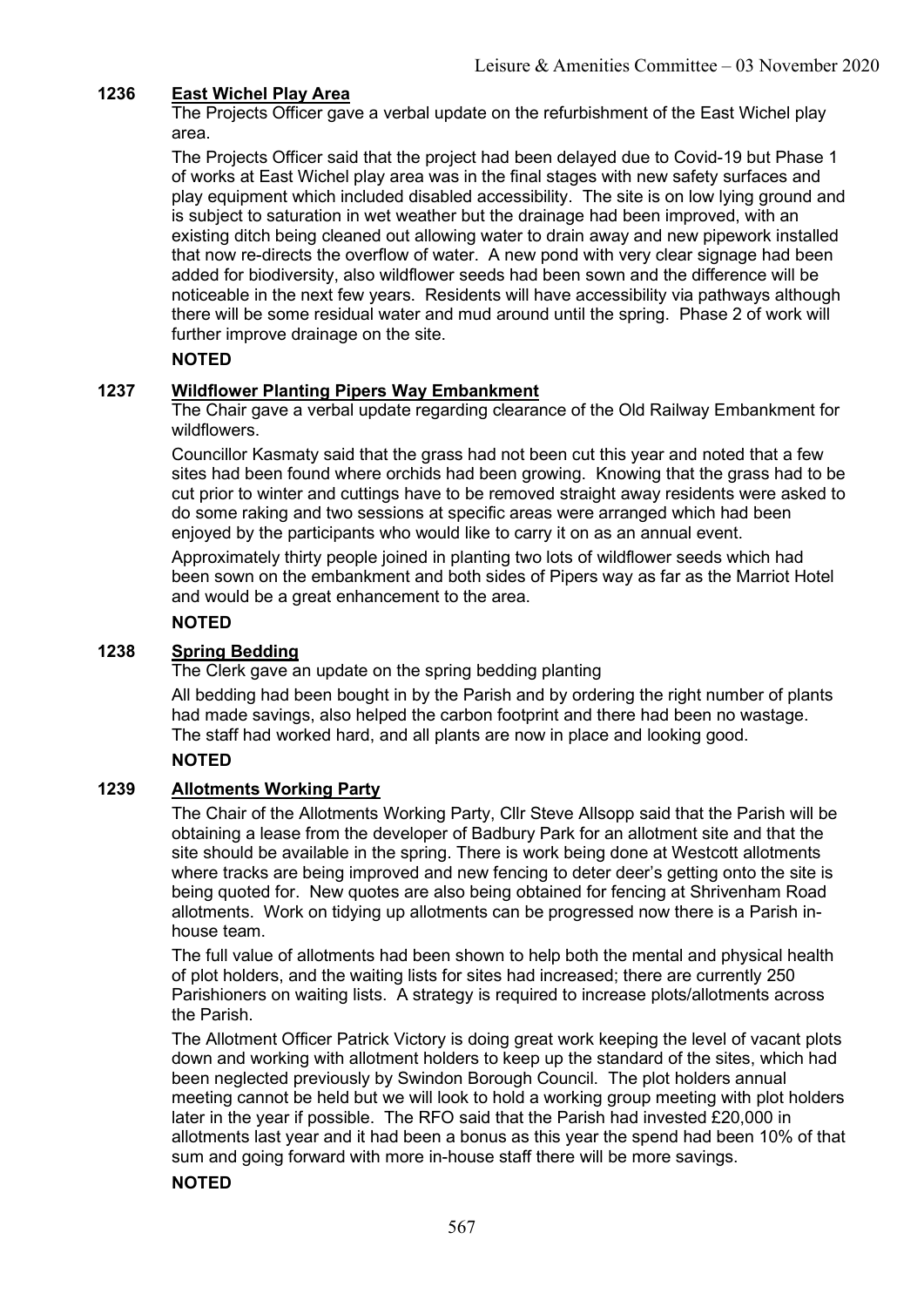## 1236 East Wichel Play Area

The Projects Officer gave a verbal update on the refurbishment of the East Wichel play area.

The Projects Officer said that the project had been delayed due to Covid-19 but Phase 1 of works at East Wichel play area was in the final stages with new safety surfaces and play equipment which included disabled accessibility. The site is on low lying ground and is subject to saturation in wet weather but the drainage had been improved, with an existing ditch being cleaned out allowing water to drain away and new pipework installed that now re-directs the overflow of water. A new pond with very clear signage had been added for biodiversity, also wildflower seeds had been sown and the difference will be noticeable in the next few years. Residents will have accessibility via pathways although there will be some residual water and mud around until the spring. Phase 2 of work will further improve drainage on the site.

**NOTED**

## 1237 Wildflower Planting Pipers Way Embankment

The Chair gave a verbal update regarding clearance of the Old Railway Embankment for wildflowers.

Councillor Kasmaty said that the grass had not been cut this year and noted that a few sites had been found where orchids had been growing. Knowing that the grass had to be cut prior to winter and cuttings have to be removed straight away residents were asked to do some raking and two sessions at specific areas were arranged which had been enjoyed by the participants who would like to carry it on as an annual event.

Approximately thirty people joined in planting two lots of wildflower seeds which had been sown on the embankment and both sides of Pipers way as far as the Marriot Hotel and would be a great enhancement to the area.

**NOTED**

## 1238 Spring Bedding

The Clerk gave an update on the spring bedding planting

All bedding had been bought in by the Parish and by ordering the right number of plants had made savings, also helped the carbon footprint and there had been no wastage. The staff had worked hard, and all plants are now in place and looking good.

**NOTED**

## 1239 Allotments Working Party

The Chair of the Allotments Working Party, Cllr Steve Allsopp said that the Parish will be obtaining a lease from the developer of Badbury Park for an allotment site and that the site should be available in the spring. There is work being done at Westcott allotments where tracks are being improved and new fencing to deter deer's getting onto the site is being quoted for. New quotes are also being obtained for fencing at Shrivenham Road allotments. Work on tidying up allotments can be progressed now there is a Parish in-house team.

The full value of allotments had been shown to help both the mental and physical health of plot holders, and the waiting lists for sites had increased; there are currently 250 Parishioners on waiting lists. A strategy is required to increase plots/allotments across the Parish.

The Allotment Officer Patrick Victory is doing great work keeping the level of vacant plots down and working with allotment holders to keep up the standard of the sites, which had been neglected previously by Swindon Borough Council. The plot holders annual meeting cannot be held but we will look to hold a working group meeting with plot holders later in the year if possible. The RFO said that the Parish had invested £20,000 in allotments last year and it had been a bonus as this year the spend had been 10% of that sum and going forward with more in-house staff there will be more savings.

**NOTED**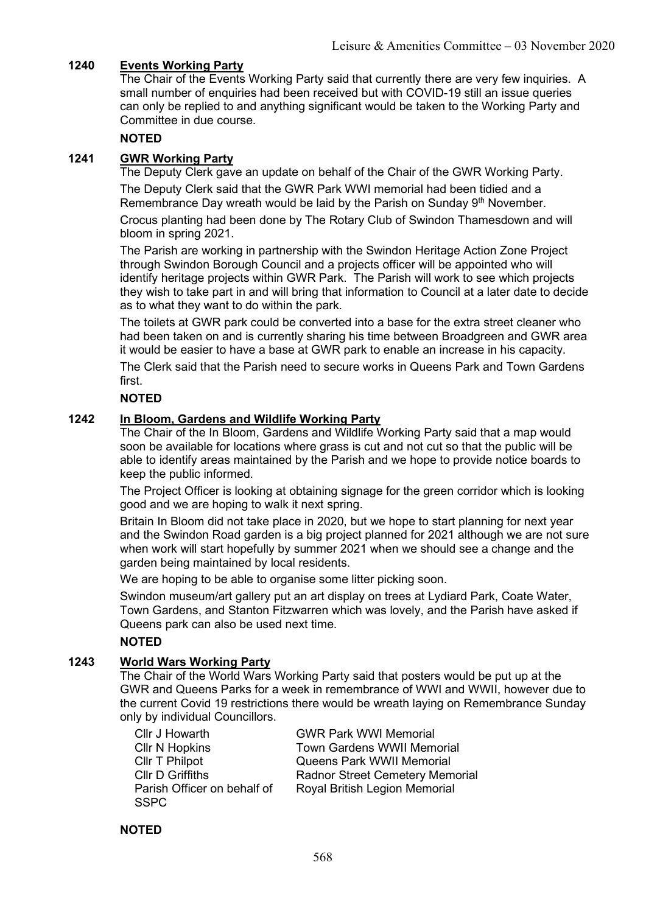## 1240 Events Working Party

The Chair of the Events Working Party said that currently there are very few inquiries. A small number of enquiries had been received but with COVID-19 still an issue queries can only be replied to and anything significant would be taken to the Working Party and Committee in due course.

**NOTED**

## 1241 GWR Working Party

The Deputy Clerk gave an update on behalf of the Chair of the GWR Working Party.

The Deputy Clerk said that the GWR Park WWI memorial had been tidied and a Remembrance Day wreath would be laid by the Parish on Sunday 9th November.

Crocus planting had been done by The Rotary Club of Swindon Thamesdown and will bloom in spring 2021.

The Parish are working in partnership with the Swindon Heritage Action Zone Project through Swindon Borough Council and a projects officer will be appointed who will identify heritage projects within GWR Park. The Parish will work to see which projects they wish to take part in and will bring that information to Council at a later date to decide as to what they want to do within the park.

The toilets at GWR park could be converted into a base for the extra street cleaner who had been taken on and is currently sharing his time between Broadgreen and GWR area it would be easier to have a base at GWR park to enable an increase in his capacity.

The Clerk said that the Parish need to secure works in Queens Park and Town Gardens first.

**NOTED**

## 1242 In Bloom, Gardens and Wildlife Working Party

The Chair of the In Bloom, Gardens and Wildlife Working Party said that a map would soon be available for locations where grass is cut and not cut so that the public will be able to identify areas maintained by the Parish and we hope to provide notice boards to keep the public informed.

The Project Officer is looking at obtaining signage for the green corridor which is looking good and we are hoping to walk it next spring.

Britain In Bloom did not take place in 2020, but we hope to start planning for next year and the Swindon Road garden is a big project planned for 2021 although we are not sure when work will start hopefully by summer 2021 when we should see a change and the garden being maintained by local residents.

We are hoping to be able to organise some litter picking soon.

Swindon museum/art gallery put an art display on trees at Lydiard Park, Coate Water, Town Gardens, and Stanton Fitzwarren which was lovely, and the Parish have asked if Queens park can also be used next time.

**NOTED**

## 1243 World Wars Working Party

The Chair of the World Wars Working Party said that posters would be put up at the GWR and Queens Parks for a week in remembrance of WWI and WWII, however due to the current Covid 19 restrictions there would be wreath laying on Remembrance Sunday only by individual Councillors.

| | |
|---|---|
| Cllr J Howarth | GWR Park WWI Memorial |
| Cllr N Hopkins | Town Gardens WWII Memorial |
| Cllr T Philpot | Queens Park WWII Memorial |
| Cllr D Griffiths | Radnor Street Cemetery Memorial |
| Parish Officer on behalf of SSPC | Royal British Legion Memorial |

**NOTED**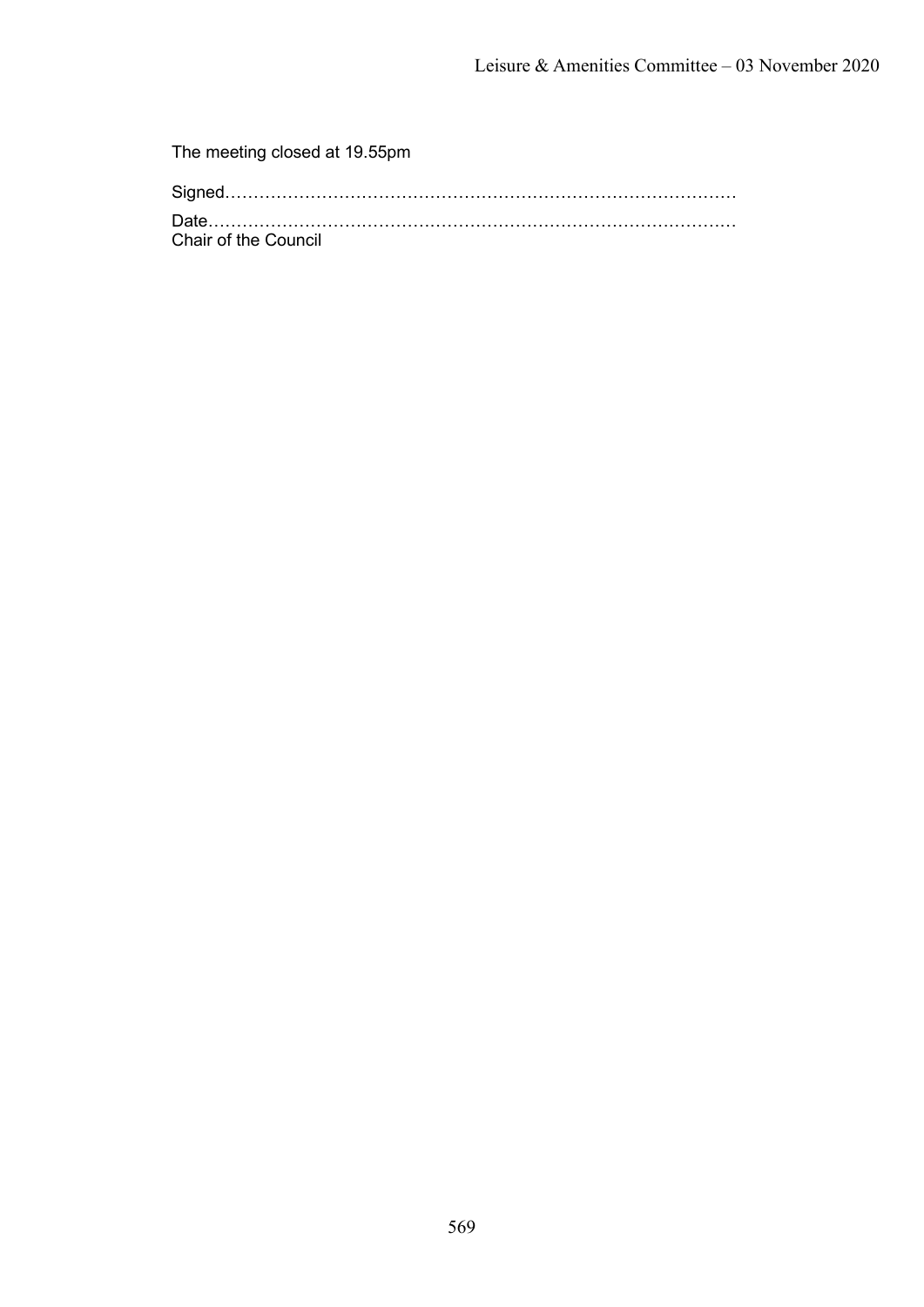The meeting closed at 19.55pm

Signed………………………………………………………………………………

Date…………………………………………………………………………………
Chair of the Council